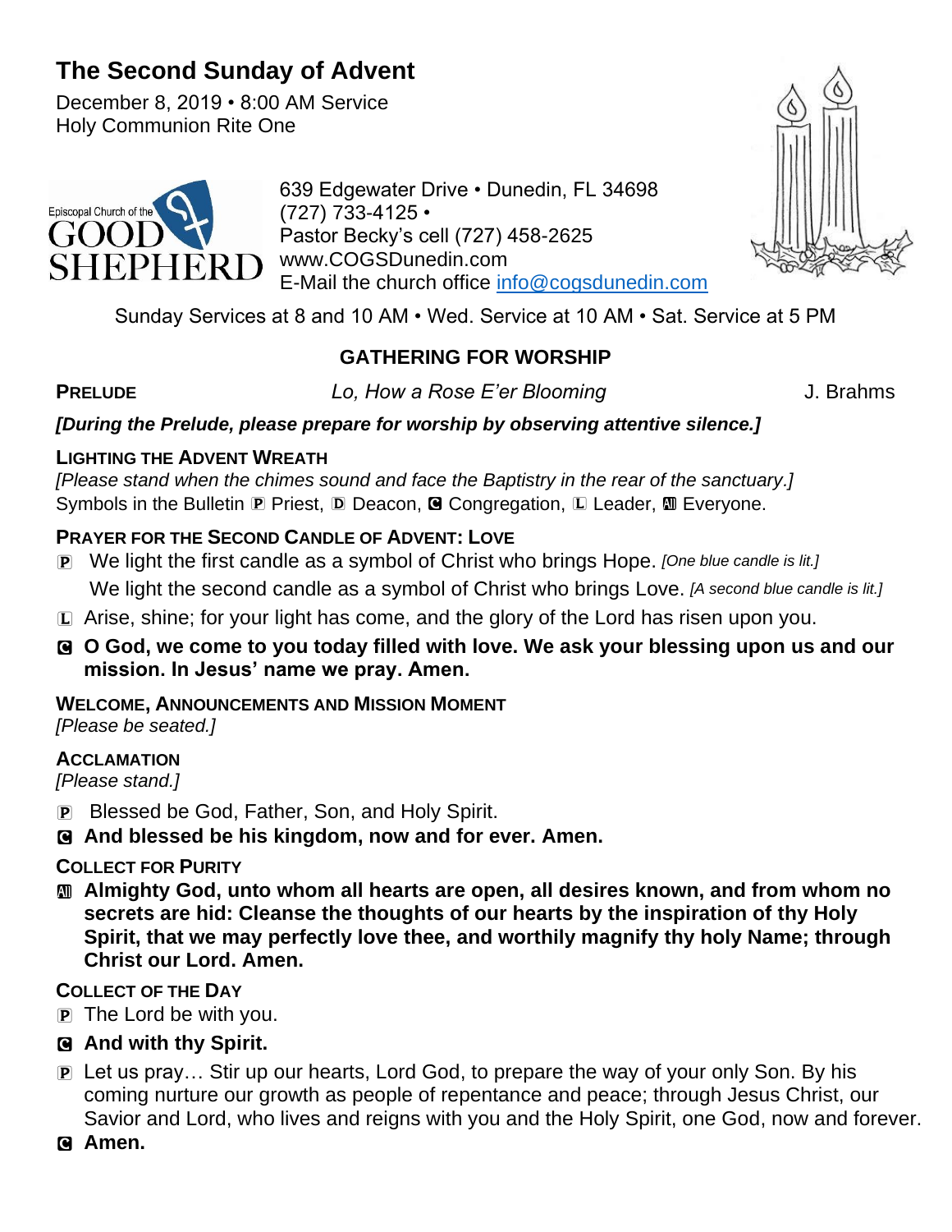# The Second Sunday of Advent

December 8, 2019 • 8:00 AM Service
Holy Communion Rite One

Episcopal Church of the GOOD SHEPHERD

639 Edgewater Drive • Dunedin, FL 34698
(727) 733-4125 •
Pastor Becky's cell (727) 458-2625
www.COGSDunedin.com
E-Mail the church office info@cogsdunedin.com

Sunday Services at 8 and 10 AM • Wed. Service at 10 AM • Sat. Service at 5 PM

## GATHERING FOR WORSHIP

**PRELUDE** *Lo, How a Rose E'er Blooming* J. Brahms

***[During the Prelude, please prepare for worship by observing attentive silence.]***

**LIGHTING THE ADVENT WREATH**
*[Please stand when the chimes sound and face the Baptistry in the rear of the sanctuary.]*
Symbols in the Bulletin P Priest, D Deacon, C Congregation, L Leader, A Everyone.

**PRAYER FOR THE SECOND CANDLE OF ADVENT: LOVE**

P We light the first candle as a symbol of Christ who brings Hope. *[One blue candle is lit.]*
We light the second candle as a symbol of Christ who brings Love. *[A second blue candle is lit.]*

L Arise, shine; for your light has come, and the glory of the Lord has risen upon you.

C **O God, we come to you today filled with love. We ask your blessing upon us and our mission. In Jesus' name we pray. Amen.**

**WELCOME, ANNOUNCEMENTS AND MISSION MOMENT**
*[Please be seated.]*

**ACCLAMATION**
*[Please stand.]*

P Blessed be God, Father, Son, and Holy Spirit.

C **And blessed be his kingdom, now and for ever. Amen.**

**COLLECT FOR PURITY**

A **Almighty God, unto whom all hearts are open, all desires known, and from whom no secrets are hid: Cleanse the thoughts of our hearts by the inspiration of thy Holy Spirit, that we may perfectly love thee, and worthily magnify thy holy Name; through Christ our Lord. Amen.**

**COLLECT OF THE DAY**

P The Lord be with you.

C **And with thy Spirit.**

P Let us pray… Stir up our hearts, Lord God, to prepare the way of your only Son. By his coming nurture our growth as people of repentance and peace; through Jesus Christ, our Savior and Lord, who lives and reigns with you and the Holy Spirit, one God, now and forever.

C **Amen.**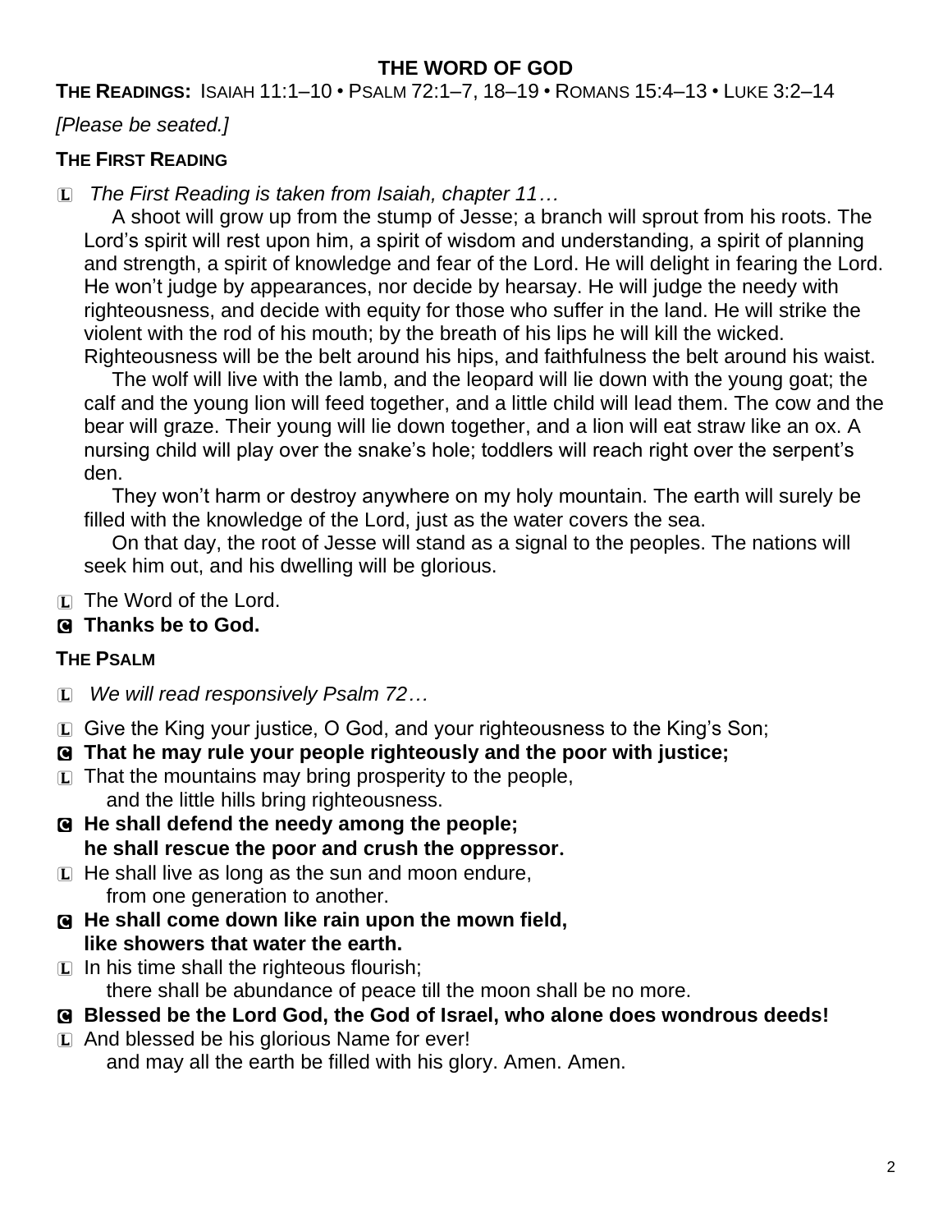## THE WORD OF GOD

**THE READINGS:** ISAIAH 11:1–10 • PSALM 72:1–7, 18–19 • ROMANS 15:4–13 • LUKE 3:2–14

*[Please be seated.]*

### THE FIRST READING

L *The First Reading is taken from Isaiah, chapter 11…*

A shoot will grow up from the stump of Jesse; a branch will sprout from his roots. The Lord's spirit will rest upon him, a spirit of wisdom and understanding, a spirit of planning and strength, a spirit of knowledge and fear of the Lord. He will delight in fearing the Lord. He won't judge by appearances, nor decide by hearsay. He will judge the needy with righteousness, and decide with equity for those who suffer in the land. He will strike the violent with the rod of his mouth; by the breath of his lips he will kill the wicked. Righteousness will be the belt around his hips, and faithfulness the belt around his waist.

The wolf will live with the lamb, and the leopard will lie down with the young goat; the calf and the young lion will feed together, and a little child will lead them. The cow and the bear will graze. Their young will lie down together, and a lion will eat straw like an ox. A nursing child will play over the snake's hole; toddlers will reach right over the serpent's den.

They won't harm or destroy anywhere on my holy mountain. The earth will surely be filled with the knowledge of the Lord, just as the water covers the sea.

On that day, the root of Jesse will stand as a signal to the peoples. The nations will seek him out, and his dwelling will be glorious.

L The Word of the Lord.

C **Thanks be to God.**

### THE PSALM

L *We will read responsively Psalm 72…*

L Give the King your justice, O God, and your righteousness to the King's Son;

C **That he may rule your people righteously and the poor with justice;**

L That the mountains may bring prosperity to the people,
and the little hills bring righteousness.

C **He shall defend the needy among the people;**
**he shall rescue the poor and crush the oppressor.**

L He shall live as long as the sun and moon endure,
from one generation to another.

C **He shall come down like rain upon the mown field,**
**like showers that water the earth.**

L In his time shall the righteous flourish;
there shall be abundance of peace till the moon shall be no more.

C **Blessed be the Lord God, the God of Israel, who alone does wondrous deeds!**

L And blessed be his glorious Name for ever!
and may all the earth be filled with his glory. Amen. Amen.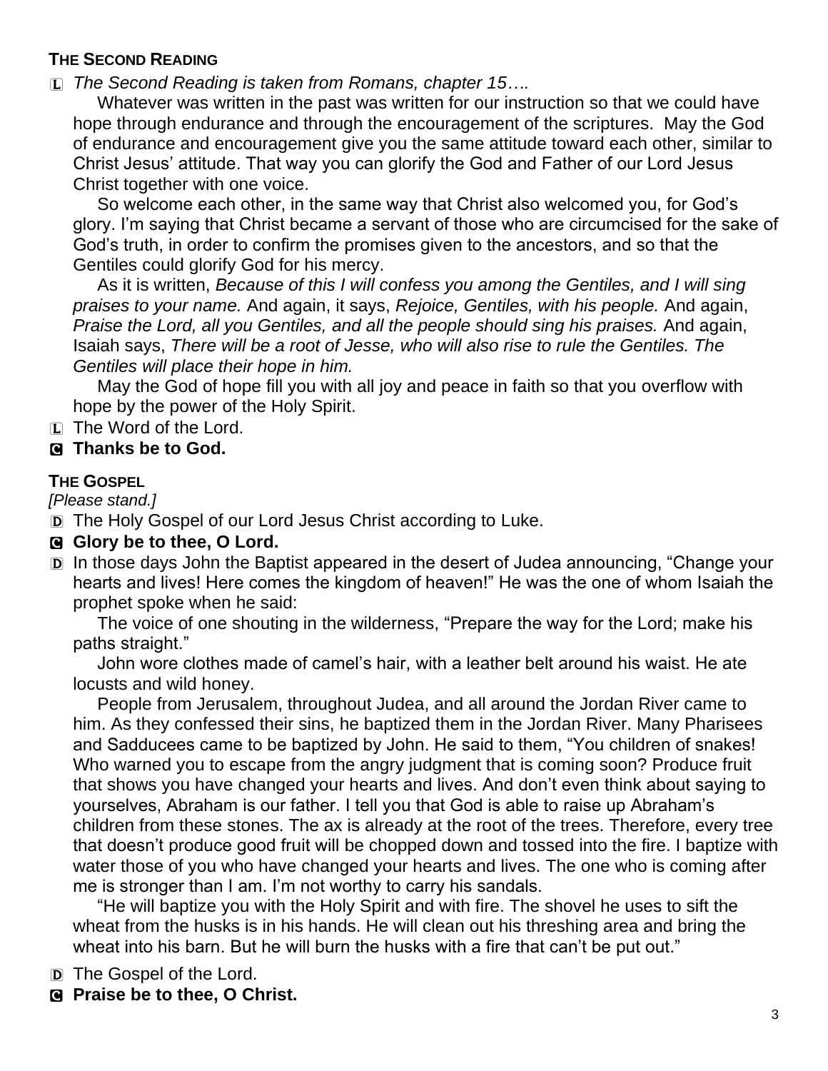**THE SECOND READING**

L *The Second Reading is taken from Romans, chapter 15….*

Whatever was written in the past was written for our instruction so that we could have hope through endurance and through the encouragement of the scriptures. May the God of endurance and encouragement give you the same attitude toward each other, similar to Christ Jesus' attitude. That way you can glorify the God and Father of our Lord Jesus Christ together with one voice.

So welcome each other, in the same way that Christ also welcomed you, for God's glory. I'm saying that Christ became a servant of those who are circumcised for the sake of God's truth, in order to confirm the promises given to the ancestors, and so that the Gentiles could glorify God for his mercy.

As it is written, *Because of this I will confess you among the Gentiles, and I will sing praises to your name.* And again, it says, *Rejoice, Gentiles, with his people.* And again, *Praise the Lord, all you Gentiles, and all the people should sing his praises.* And again, Isaiah says, *There will be a root of Jesse, who will also rise to rule the Gentiles. The Gentiles will place their hope in him.*

May the God of hope fill you with all joy and peace in faith so that you overflow with hope by the power of the Holy Spirit.

L The Word of the Lord.

C **Thanks be to God.**

**THE GOSPEL**

*[Please stand.]*

D The Holy Gospel of our Lord Jesus Christ according to Luke.

C **Glory be to thee, O Lord.**

D In those days John the Baptist appeared in the desert of Judea announcing, "Change your hearts and lives! Here comes the kingdom of heaven!" He was the one of whom Isaiah the prophet spoke when he said:

The voice of one shouting in the wilderness, "Prepare the way for the Lord; make his paths straight."

John wore clothes made of camel's hair, with a leather belt around his waist. He ate locusts and wild honey.

People from Jerusalem, throughout Judea, and all around the Jordan River came to him. As they confessed their sins, he baptized them in the Jordan River. Many Pharisees and Sadducees came to be baptized by John. He said to them, "You children of snakes! Who warned you to escape from the angry judgment that is coming soon? Produce fruit that shows you have changed your hearts and lives. And don't even think about saying to yourselves, Abraham is our father. I tell you that God is able to raise up Abraham's children from these stones. The ax is already at the root of the trees. Therefore, every tree that doesn't produce good fruit will be chopped down and tossed into the fire. I baptize with water those of you who have changed your hearts and lives. The one who is coming after me is stronger than I am. I'm not worthy to carry his sandals.

"He will baptize you with the Holy Spirit and with fire. The shovel he uses to sift the wheat from the husks is in his hands. He will clean out his threshing area and bring the wheat into his barn. But he will burn the husks with a fire that can't be put out."

D The Gospel of the Lord.

C **Praise be to thee, O Christ.**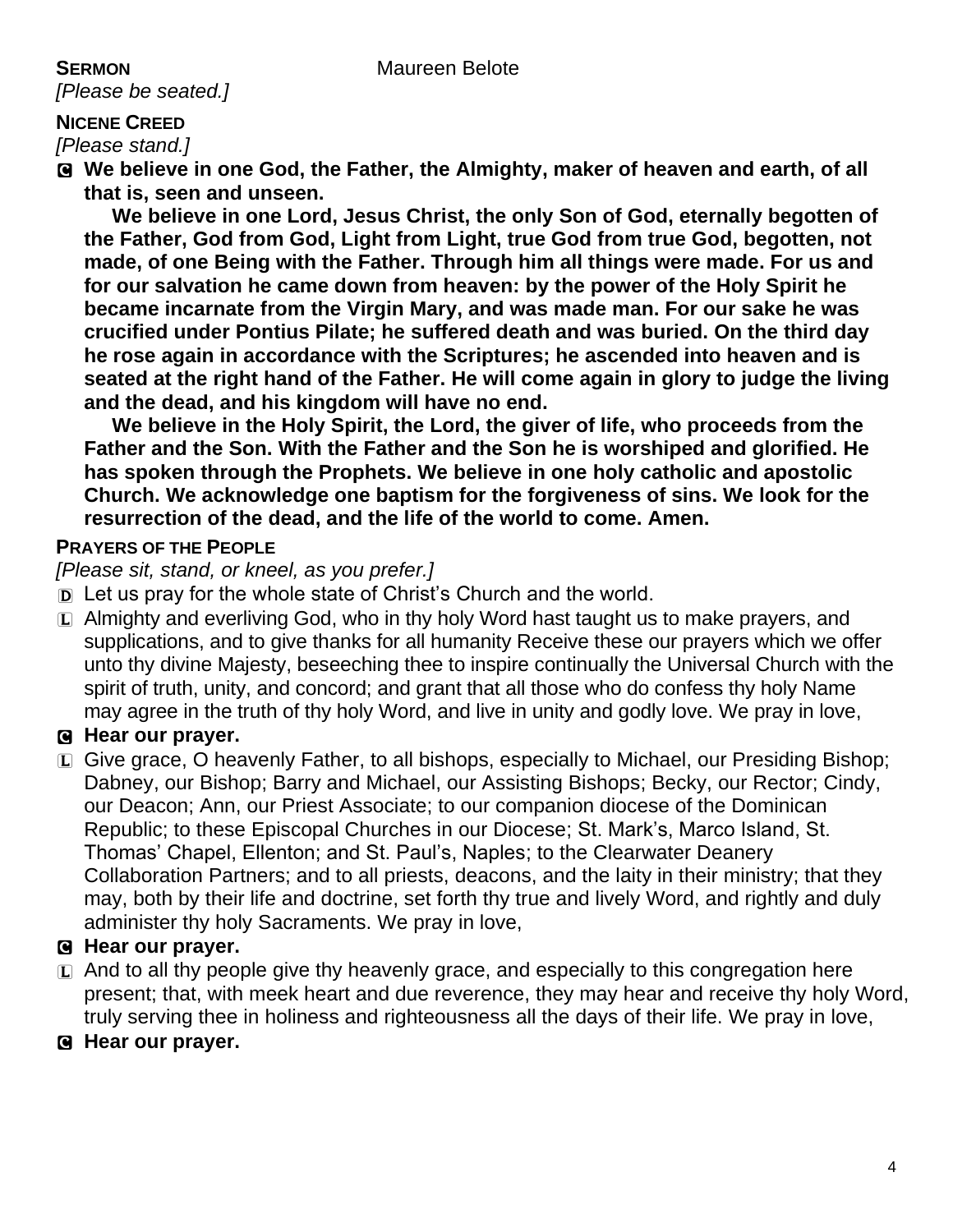**SERMON** Maureen Belote

*[Please be seated.]*

**NICENE CREED**

*[Please stand.]*

C **We believe in one God, the Father, the Almighty, maker of heaven and earth, of all that is, seen and unseen.**

**We believe in one Lord, Jesus Christ, the only Son of God, eternally begotten of the Father, God from God, Light from Light, true God from true God, begotten, not made, of one Being with the Father. Through him all things were made. For us and for our salvation he came down from heaven: by the power of the Holy Spirit he became incarnate from the Virgin Mary, and was made man. For our sake he was crucified under Pontius Pilate; he suffered death and was buried. On the third day he rose again in accordance with the Scriptures; he ascended into heaven and is seated at the right hand of the Father. He will come again in glory to judge the living and the dead, and his kingdom will have no end.**

**We believe in the Holy Spirit, the Lord, the giver of life, who proceeds from the Father and the Son. With the Father and the Son he is worshiped and glorified. He has spoken through the Prophets. We believe in one holy catholic and apostolic Church. We acknowledge one baptism for the forgiveness of sins. We look for the resurrection of the dead, and the life of the world to come. Amen.**

**PRAYERS OF THE PEOPLE**

*[Please sit, stand, or kneel, as you prefer.]*

D Let us pray for the whole state of Christ's Church and the world.

L Almighty and everliving God, who in thy holy Word hast taught us to make prayers, and supplications, and to give thanks for all humanity Receive these our prayers which we offer unto thy divine Majesty, beseeching thee to inspire continually the Universal Church with the spirit of truth, unity, and concord; and grant that all those who do confess thy holy Name may agree in the truth of thy holy Word, and live in unity and godly love. We pray in love,

C **Hear our prayer.**

L Give grace, O heavenly Father, to all bishops, especially to Michael, our Presiding Bishop; Dabney, our Bishop; Barry and Michael, our Assisting Bishops; Becky, our Rector; Cindy, our Deacon; Ann, our Priest Associate; to our companion diocese of the Dominican Republic; to these Episcopal Churches in our Diocese; St. Mark's, Marco Island, St. Thomas' Chapel, Ellenton; and St. Paul's, Naples; to the Clearwater Deanery Collaboration Partners; and to all priests, deacons, and the laity in their ministry; that they may, both by their life and doctrine, set forth thy true and lively Word, and rightly and duly administer thy holy Sacraments. We pray in love,

C **Hear our prayer.**

L And to all thy people give thy heavenly grace, and especially to this congregation here present; that, with meek heart and due reverence, they may hear and receive thy holy Word, truly serving thee in holiness and righteousness all the days of their life. We pray in love,

C **Hear our prayer.**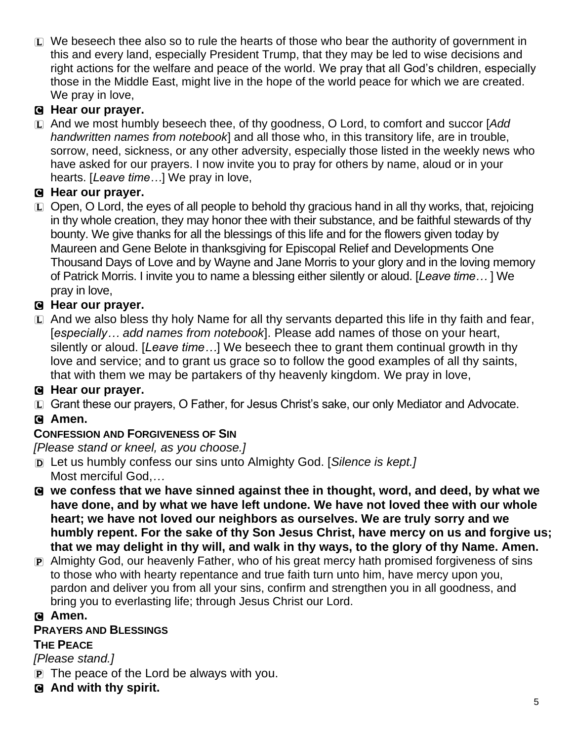L We beseech thee also so to rule the hearts of those who bear the authority of government in this and every land, especially President Trump, that they may be led to wise decisions and right actions for the welfare and peace of the world. We pray that all God's children, especially those in the Middle East, might live in the hope of the world peace for which we are created. We pray in love,

C **Hear our prayer.**

L And we most humbly beseech thee, of thy goodness, O Lord, to comfort and succor [*Add handwritten names from notebook*] and all those who, in this transitory life, are in trouble, sorrow, need, sickness, or any other adversity, especially those listed in the weekly news who have asked for our prayers. I now invite you to pray for others by name, aloud or in your hearts. [*Leave time…*] We pray in love,

C **Hear our prayer.**

L Open, O Lord, the eyes of all people to behold thy gracious hand in all thy works, that, rejoicing in thy whole creation, they may honor thee with their substance, and be faithful stewards of thy bounty. We give thanks for all the blessings of this life and for the flowers given today by Maureen and Gene Belote in thanksgiving for Episcopal Relief and Developments One Thousand Days of Love and by Wayne and Jane Morris to your glory and in the loving memory of Patrick Morris. I invite you to name a blessing either silently or aloud. [*Leave time…* ] We pray in love,

C **Hear our prayer.**

L And we also bless thy holy Name for all thy servants departed this life in thy faith and fear, [*especially… add names from notebook*]. Please add names of those on your heart, silently or aloud. [*Leave time…*] We beseech thee to grant them continual growth in thy love and service; and to grant us grace so to follow the good examples of all thy saints, that with them we may be partakers of thy heavenly kingdom. We pray in love,

C **Hear our prayer.**

L Grant these our prayers, O Father, for Jesus Christ's sake, our only Mediator and Advocate.

C **Amen.**

**CONFESSION AND FORGIVENESS OF SIN**

*[Please stand or kneel, as you choose.]*

D Let us humbly confess our sins unto Almighty God. [*Silence is kept.]*
Most merciful God,*…*

C **we confess that we have sinned against thee in thought, word, and deed, by what we have done, and by what we have left undone. We have not loved thee with our whole heart; we have not loved our neighbors as ourselves. We are truly sorry and we humbly repent. For the sake of thy Son Jesus Christ, have mercy on us and forgive us; that we may delight in thy will, and walk in thy ways, to the glory of thy Name. Amen.**

P Almighty God, our heavenly Father, who of his great mercy hath promised forgiveness of sins to those who with hearty repentance and true faith turn unto him, have mercy upon you, pardon and deliver you from all your sins, confirm and strengthen you in all goodness, and bring you to everlasting life; through Jesus Christ our Lord.

C **Amen.**

**PRAYERS AND BLESSINGS**

**THE PEACE**

*[Please stand.]*

P The peace of the Lord be always with you.

C **And with thy spirit.**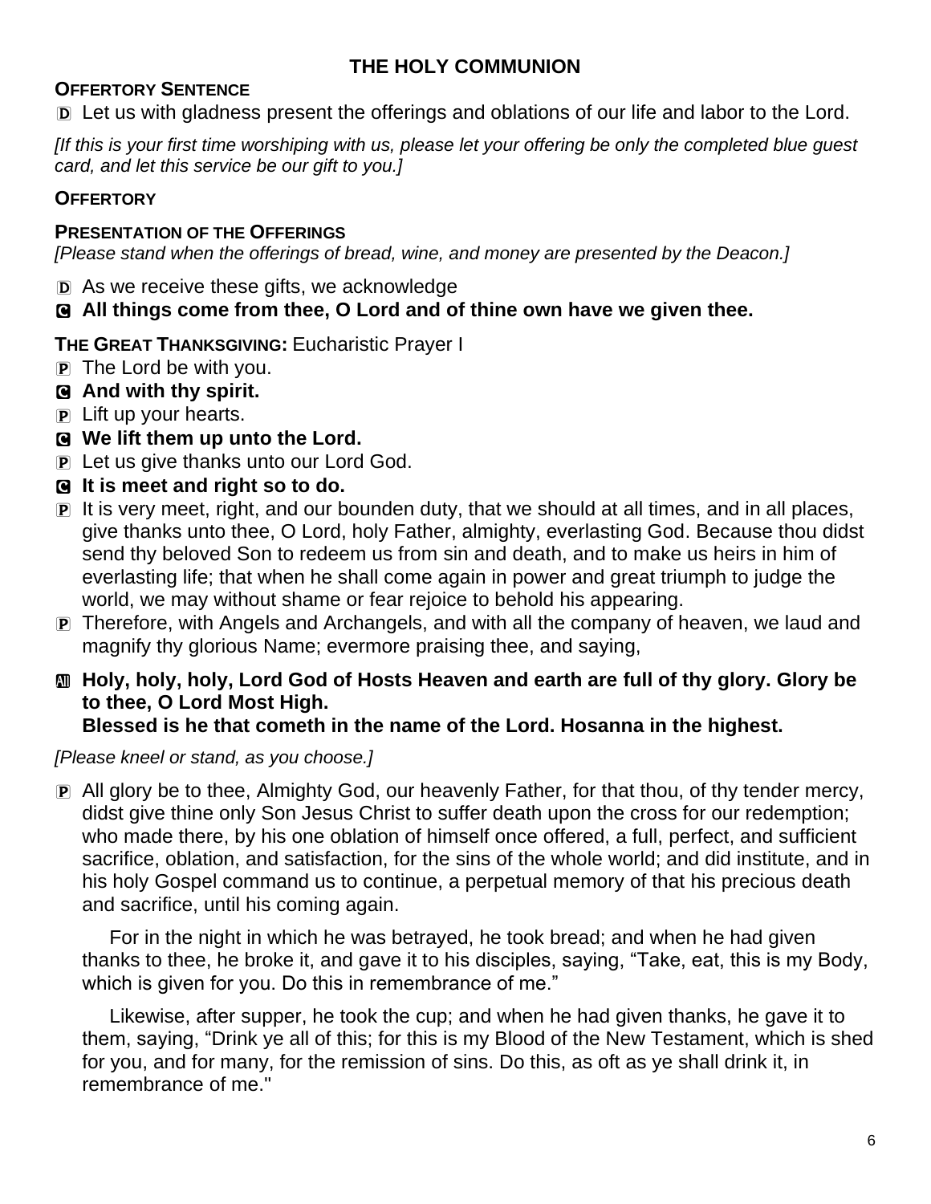# THE HOLY COMMUNION

**OFFERTORY SENTENCE**

D Let us with gladness present the offerings and oblations of our life and labor to the Lord.

*[If this is your first time worshiping with us, please let your offering be only the completed blue guest card, and let this service be our gift to you.]*

**OFFERTORY**

**PRESENTATION OF THE OFFERINGS**

*[Please stand when the offerings of bread, wine, and money are presented by the Deacon.]*

D As we receive these gifts, we acknowledge

C **All things come from thee, O Lord and of thine own have we given thee.**

**THE GREAT THANKSGIVING:** Eucharistic Prayer I

P The Lord be with you.

C **And with thy spirit.**

P Lift up your hearts.

C **We lift them up unto the Lord.**

P Let us give thanks unto our Lord God.

C **It is meet and right so to do.**

P It is very meet, right, and our bounden duty, that we should at all times, and in all places, give thanks unto thee, O Lord, holy Father, almighty, everlasting God. Because thou didst send thy beloved Son to redeem us from sin and death, and to make us heirs in him of everlasting life; that when he shall come again in power and great triumph to judge the world, we may without shame or fear rejoice to behold his appearing.

P Therefore, with Angels and Archangels, and with all the company of heaven, we laud and magnify thy glorious Name; evermore praising thee, and saying,

All **Holy, holy, holy, Lord God of Hosts Heaven and earth are full of thy glory. Glory be to thee, O Lord Most High.**
**Blessed is he that cometh in the name of the Lord. Hosanna in the highest.**

*[Please kneel or stand, as you choose.]*

P All glory be to thee, Almighty God, our heavenly Father, for that thou, of thy tender mercy, didst give thine only Son Jesus Christ to suffer death upon the cross for our redemption; who made there, by his one oblation of himself once offered, a full, perfect, and sufficient sacrifice, oblation, and satisfaction, for the sins of the whole world; and did institute, and in his holy Gospel command us to continue, a perpetual memory of that his precious death and sacrifice, until his coming again.

For in the night in which he was betrayed, he took bread; and when he had given thanks to thee, he broke it, and gave it to his disciples, saying, "Take, eat, this is my Body, which is given for you. Do this in remembrance of me."

Likewise, after supper, he took the cup; and when he had given thanks, he gave it to them, saying, "Drink ye all of this; for this is my Blood of the New Testament, which is shed for you, and for many, for the remission of sins. Do this, as oft as ye shall drink it, in remembrance of me."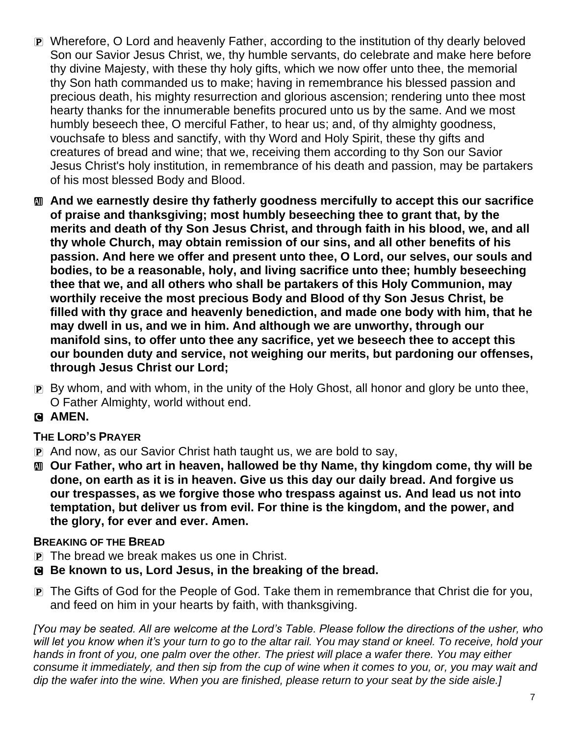P Wherefore, O Lord and heavenly Father, according to the institution of thy dearly beloved Son our Savior Jesus Christ, we, thy humble servants, do celebrate and make here before thy divine Majesty, with these thy holy gifts, which we now offer unto thee, the memorial thy Son hath commanded us to make; having in remembrance his blessed passion and precious death, his mighty resurrection and glorious ascension; rendering unto thee most hearty thanks for the innumerable benefits procured unto us by the same. And we most humbly beseech thee, O merciful Father, to hear us; and, of thy almighty goodness, vouchsafe to bless and sanctify, with thy Word and Holy Spirit, these thy gifts and creatures of bread and wine; that we, receiving them according to thy Son our Savior Jesus Christ's holy institution, in remembrance of his death and passion, may be partakers of his most blessed Body and Blood.

All **And we earnestly desire thy fatherly goodness mercifully to accept this our sacrifice of praise and thanksgiving; most humbly beseeching thee to grant that, by the merits and death of thy Son Jesus Christ, and through faith in his blood, we, and all thy whole Church, may obtain remission of our sins, and all other benefits of his passion. And here we offer and present unto thee, O Lord, our selves, our souls and bodies, to be a reasonable, holy, and living sacrifice unto thee; humbly beseeching thee that we, and all others who shall be partakers of this Holy Communion, may worthily receive the most precious Body and Blood of thy Son Jesus Christ, be filled with thy grace and heavenly benediction, and made one body with him, that he may dwell in us, and we in him. And although we are unworthy, through our manifold sins, to offer unto thee any sacrifice, yet we beseech thee to accept this our bounden duty and service, not weighing our merits, but pardoning our offenses, through Jesus Christ our Lord;**

P By whom, and with whom, in the unity of the Holy Ghost, all honor and glory be unto thee, O Father Almighty, world without end.

C **AMEN.**

**THE LORD'S PRAYER**

P And now, as our Savior Christ hath taught us, we are bold to say,

All **Our Father, who art in heaven, hallowed be thy Name, thy kingdom come, thy will be done, on earth as it is in heaven. Give us this day our daily bread. And forgive us our trespasses, as we forgive those who trespass against us. And lead us not into temptation, but deliver us from evil. For thine is the kingdom, and the power, and the glory, for ever and ever. Amen.**

**BREAKING OF THE BREAD**

P The bread we break makes us one in Christ.

C **Be known to us, Lord Jesus, in the breaking of the bread.**

P The Gifts of God for the People of God. Take them in remembrance that Christ die for you, and feed on him in your hearts by faith, with thanksgiving.

*[You may be seated. All are welcome at the Lord's Table. Please follow the directions of the usher, who will let you know when it's your turn to go to the altar rail. You may stand or kneel. To receive, hold your hands in front of you, one palm over the other. The priest will place a wafer there. You may either consume it immediately, and then sip from the cup of wine when it comes to you, or, you may wait and dip the wafer into the wine. When you are finished, please return to your seat by the side aisle.]*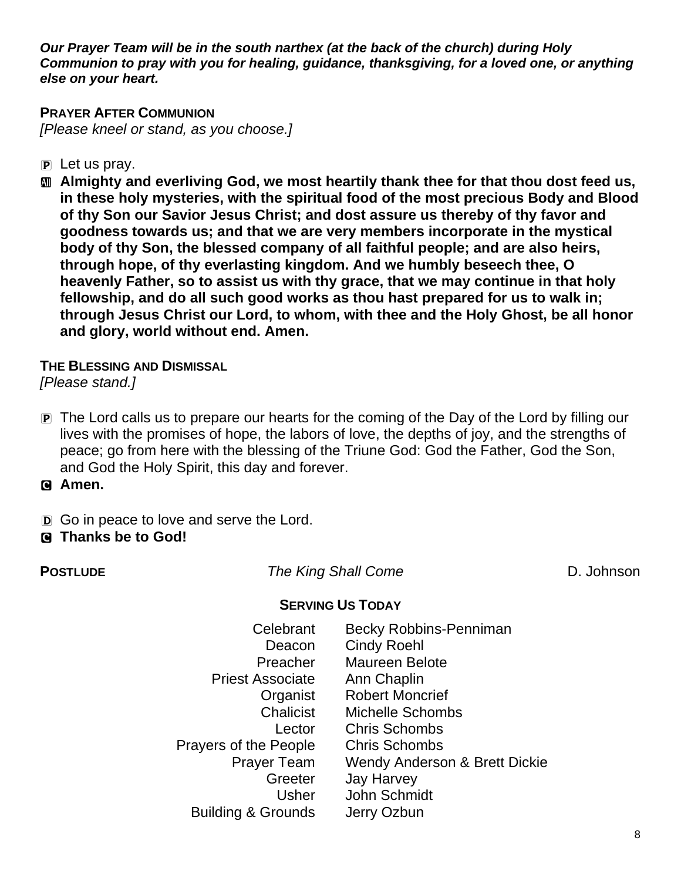***Our Prayer Team will be in the south narthex (at the back of the church) during Holy Communion to pray with you for healing, guidance, thanksgiving, for a loved one, or anything else on your heart.***

**PRAYER AFTER COMMUNION**

*[Please kneel or stand, as you choose.]*

P Let us pray.

All **Almighty and everliving God, we most heartily thank thee for that thou dost feed us, in these holy mysteries, with the spiritual food of the most precious Body and Blood of thy Son our Savior Jesus Christ; and dost assure us thereby of thy favor and goodness towards us; and that we are very members incorporate in the mystical body of thy Son, the blessed company of all faithful people; and are also heirs, through hope, of thy everlasting kingdom. And we humbly beseech thee, O heavenly Father, so to assist us with thy grace, that we may continue in that holy fellowship, and do all such good works as thou hast prepared for us to walk in; through Jesus Christ our Lord, to whom, with thee and the Holy Ghost, be all honor and glory, world without end. Amen.**

**THE BLESSING AND DISMISSAL**

*[Please stand.]*

P The Lord calls us to prepare our hearts for the coming of the Day of the Lord by filling our lives with the promises of hope, the labors of love, the depths of joy, and the strengths of peace; go from here with the blessing of the Triune God: God the Father, God the Son, and God the Holy Spirit, this day and forever.

C **Amen.**

D Go in peace to love and serve the Lord.

C **Thanks be to God!**

**POSTLUDE** *The King Shall Come* D. Johnson

**SERVING US TODAY**

| | |
|---|---|
| Celebrant | Becky Robbins-Penniman |
| Deacon | Cindy Roehl |
| Preacher | Maureen Belote |
| Priest Associate | Ann Chaplin |
| Organist | Robert Moncrief |
| Chalicist | Michelle Schombs |
| Lector | Chris Schombs |
| Prayers of the People | Chris Schombs |
| Prayer Team | Wendy Anderson & Brett Dickie |
| Greeter | Jay Harvey |
| Usher | John Schmidt |
| Building & Grounds | Jerry Ozbun |